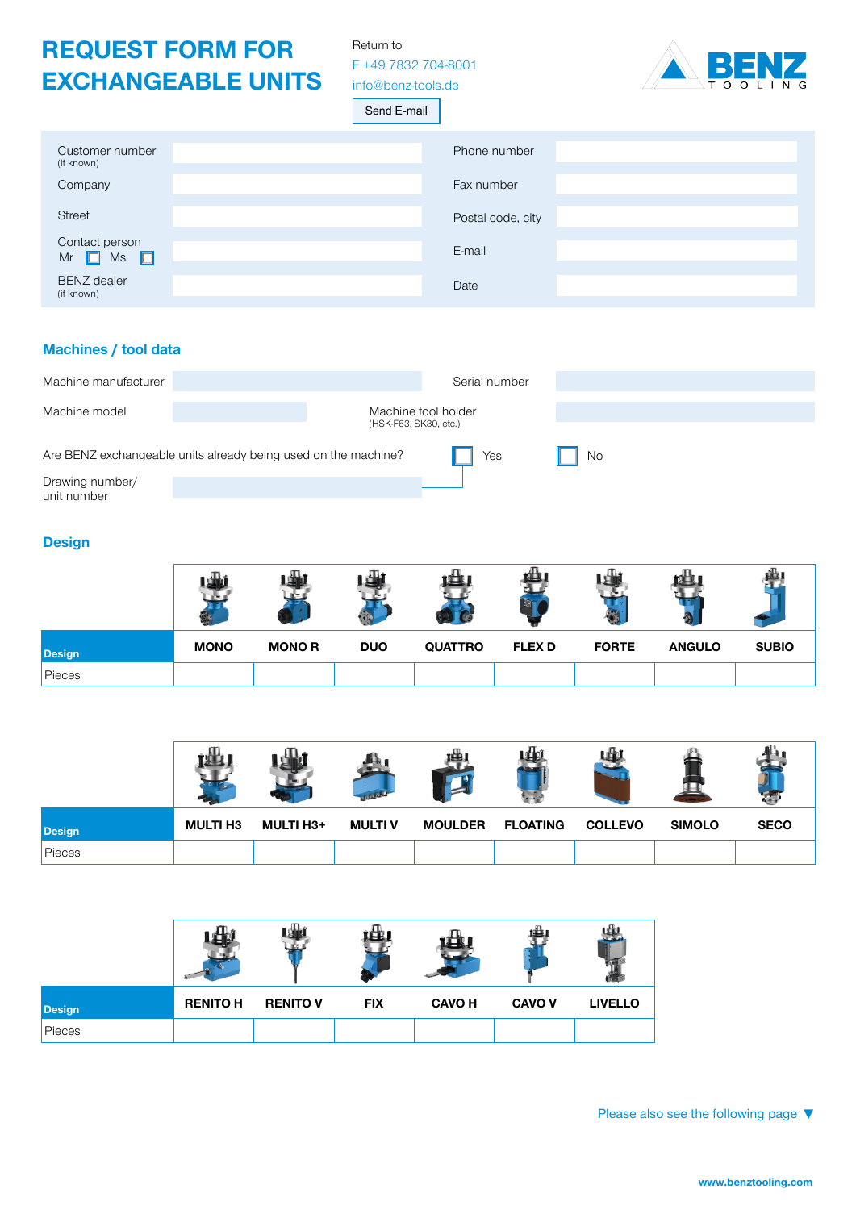# REQUEST FORM FOR EXCHANGEABLE UNITS

Return to
F +49 7832 704-8001
info@benz-tools.de

Send E-mail

BENZ TOOLING

| | | | |
|---|---|---|---|
| Customer number (if known) | | Phone number | |
| Company | | Fax number | |
| Street | | Postal code, city | |
| Contact person Mr ☐ Ms ☐ | | E-mail | |
| BENZ dealer (if known) | | Date | |

## Machines / tool data

| | | | |
|---|---|---|---|
| Machine manufacturer | | Serial number | |
| Machine model | | Machine tool holder (HSK-F63, SK30, etc.) | |

Are BENZ exchangeable units already being used on the machine? ☐ Yes ☐ No

Drawing number/ unit number

## Design

| Design | MONO | MONO R | DUO | QUATTRO | FLEX D | FORTE | ANGULO | SUBIO |
|---|---|---|---|---|---|---|---|---|
| Pieces | | | | | | | | |

| Design | MULTI H3 | MULTI H3+ | MULTI V | MOULDER | FLOATING | COLLEVO | SIMOLO | SECO |
|---|---|---|---|---|---|---|---|---|
| Pieces | | | | | | | | |

| Design | RENITO H | RENITO V | FIX | CAVO H | CAVO V | LIVELLO |
|---|---|---|---|---|---|---|
| Pieces | | | | | | |

Please also see the following page ▼

www.benztooling.com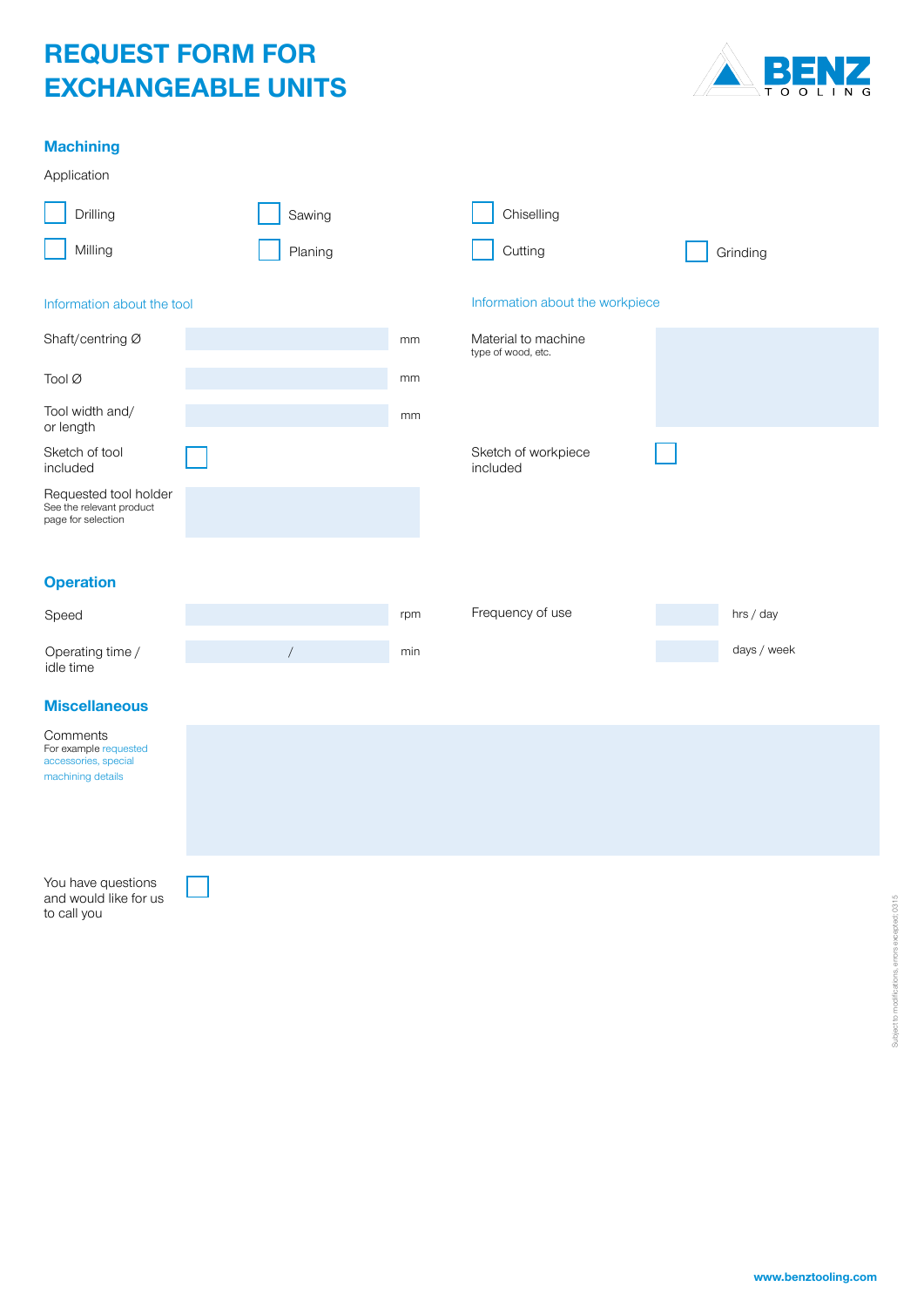# REQUEST FORM FOR EXCHANGEABLE UNITS

BENZ TOOLING

## Machining

Application

- ☐ Drilling
- ☐ Sawing
- ☐ Chiselling
- ☐ Milling
- ☐ Planing
- ☐ Cutting
- ☐ Grinding

### Information about the tool

| | | |
|---|---|---|
| Shaft/centring Ø | | mm |
| Tool Ø | | mm |
| Tool width and/ or length | | mm |
| Sketch of tool included | ☐ | |
| Requested tool holder<br>See the relevant product page for selection | | |

### Information about the workpiece

| | |
|---|---|
| Material to machine<br>type of wood, etc. | |
| Sketch of workpiece included | ☐ |

## Operation

| | | |
|---|---|---|
| Speed | | rpm |
| Operating time / idle time | / | min |
| Frequency of use | | hrs / day |
| | | days / week |

## Miscellaneous

Comments
For example requested accessories, special machining details

You have questions and would like for us to call you ☐

Subject to modifications, errors excepted. 0315

www.benztooling.com